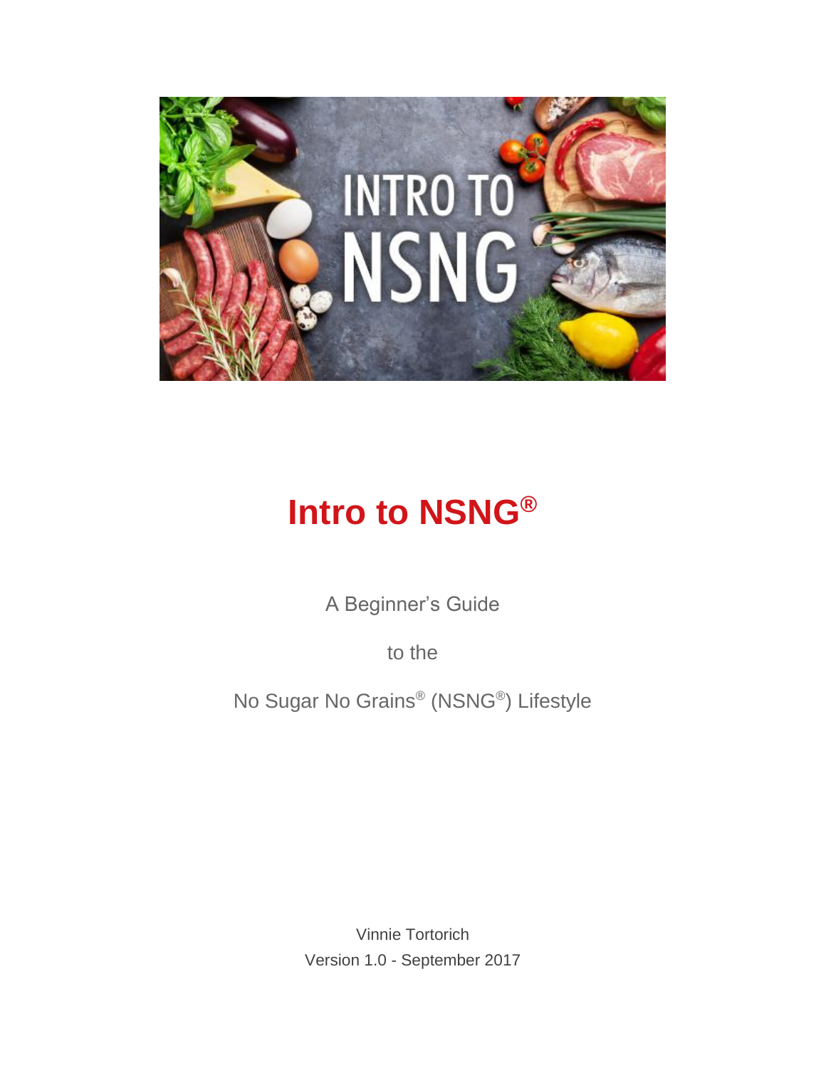# Intro to NSNG®

A Beginner's Guide

to the

No Sugar No Grains® (NSNG®) Lifestyle

Vinnie Tortorich

Version 1.0 - September 2017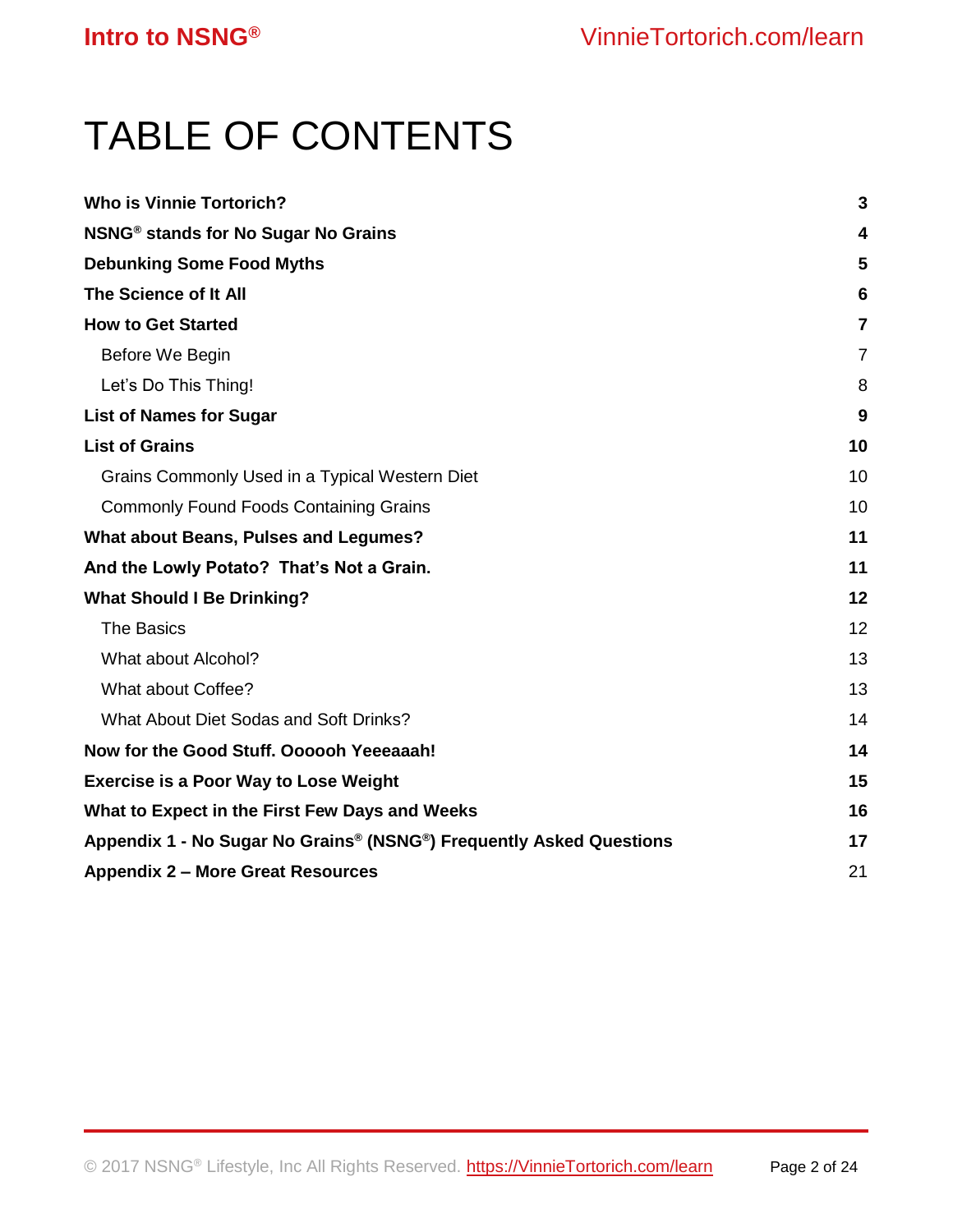# TABLE OF CONTENTS

| | |
|---|---|
| **Who is Vinnie Tortorich?** | **3** |
| **NSNG® stands for No Sugar No Grains** | **4** |
| **Debunking Some Food Myths** | **5** |
| **The Science of It All** | **6** |
| **How to Get Started** | **7** |
| Before We Begin | 7 |
| Let's Do This Thing! | 8 |
| **List of Names for Sugar** | **9** |
| **List of Grains** | **10** |
| Grains Commonly Used in a Typical Western Diet | 10 |
| Commonly Found Foods Containing Grains | 10 |
| **What about Beans, Pulses and Legumes?** | **11** |
| **And the Lowly Potato? That's Not a Grain.** | **11** |
| **What Should I Be Drinking?** | **12** |
| The Basics | 12 |
| What about Alcohol? | 13 |
| What about Coffee? | 13 |
| What About Diet Sodas and Soft Drinks? | 14 |
| **Now for the Good Stuff. Oooooh Yeeeaaah!** | **14** |
| **Exercise is a Poor Way to Lose Weight** | **15** |
| **What to Expect in the First Few Days and Weeks** | **16** |
| **Appendix 1 - No Sugar No Grains® (NSNG®) Frequently Asked Questions** | **17** |
| **Appendix 2 – More Great Resources** | 21 |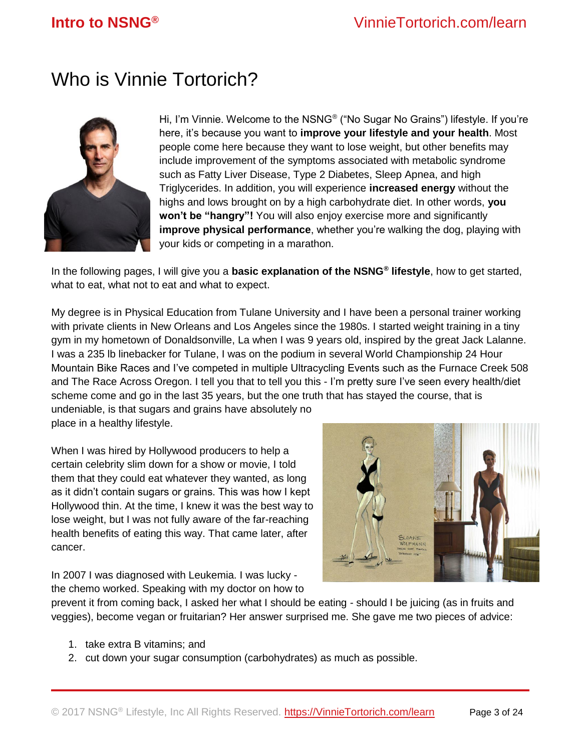# Who is Vinnie Tortorich?

Hi, I'm Vinnie. Welcome to the NSNG® ("No Sugar No Grains") lifestyle. If you're here, it's because you want to **improve your lifestyle and your health**. Most people come here because they want to lose weight, but other benefits may include improvement of the symptoms associated with metabolic syndrome such as Fatty Liver Disease, Type 2 Diabetes, Sleep Apnea, and high Triglycerides. In addition, you will experience **increased energy** without the highs and lows brought on by a high carbohydrate diet. In other words, **you won't be "hangry"!** You will also enjoy exercise more and significantly **improve physical performance**, whether you're walking the dog, playing with your kids or competing in a marathon.

In the following pages, I will give you a **basic explanation of the NSNG® lifestyle**, how to get started, what to eat, what not to eat and what to expect.

My degree is in Physical Education from Tulane University and I have been a personal trainer working with private clients in New Orleans and Los Angeles since the 1980s. I started weight training in a tiny gym in my hometown of Donaldsonville, La when I was 9 years old, inspired by the great Jack Lalanne. I was a 235 lb linebacker for Tulane, I was on the podium in several World Championship 24 Hour Mountain Bike Races and I've competed in multiple Ultracycling Events such as the Furnace Creek 508 and The Race Across Oregon. I tell you that to tell you this - I'm pretty sure I've seen every health/diet scheme come and go in the last 35 years, but the one truth that has stayed the course, that is undeniable, is that sugars and grains have absolutely no place in a healthy lifestyle.

When I was hired by Hollywood producers to help a certain celebrity slim down for a show or movie, I told them that they could eat whatever they wanted, as long as it didn't contain sugars or grains. This was how I kept Hollywood thin. At the time, I knew it was the best way to lose weight, but I was not fully aware of the far-reaching health benefits of eating this way. That came later, after cancer.

In 2007 I was diagnosed with Leukemia. I was lucky - the chemo worked. Speaking with my doctor on how to prevent it from coming back, I asked her what I should be eating - should I be juicing (as in fruits and veggies), become vegan or fruitarian? Her answer surprised me. She gave me two pieces of advice:

1. take extra B vitamins; and
2. cut down your sugar consumption (carbohydrates) as much as possible.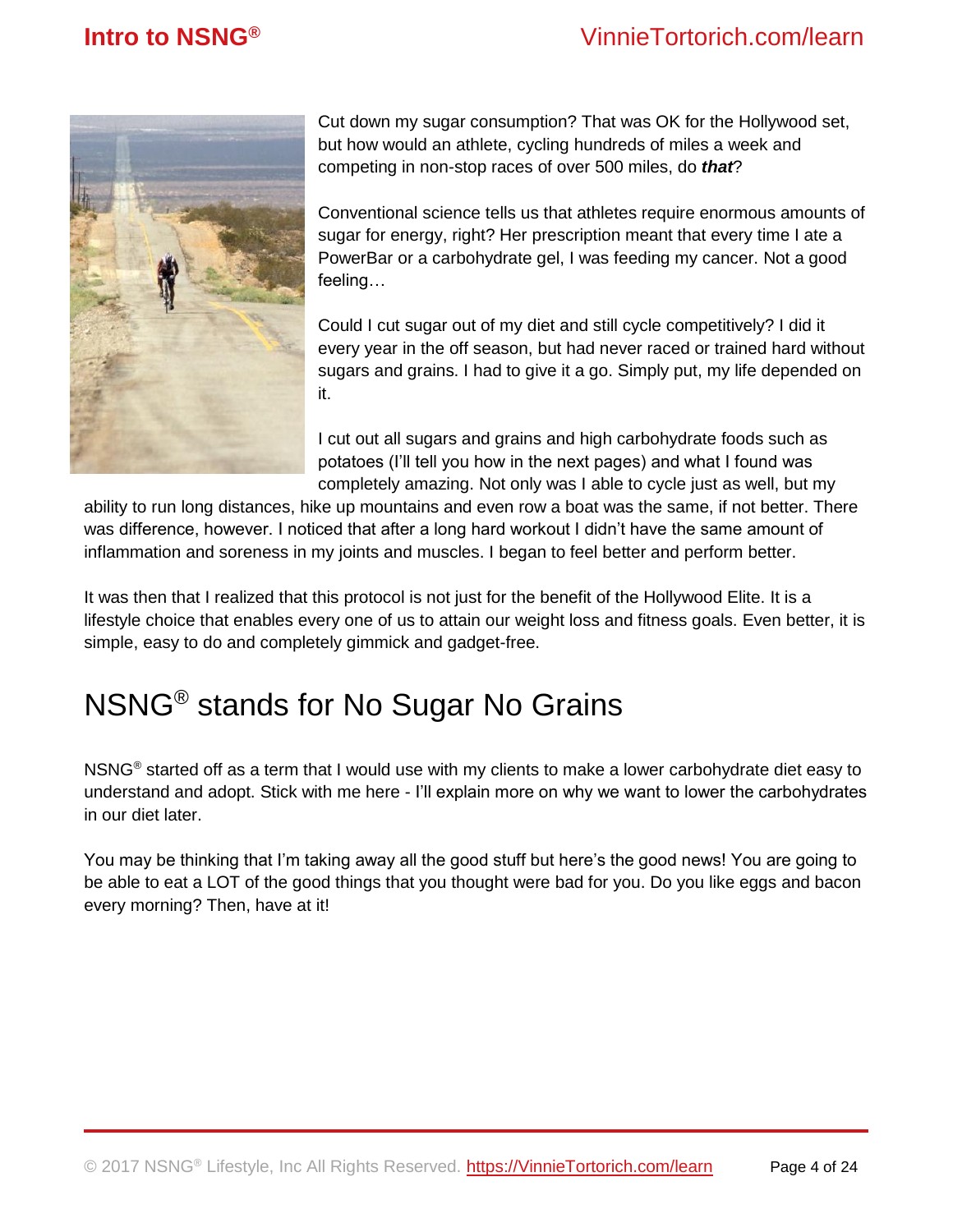Cut down my sugar consumption? That was OK for the Hollywood set, but how would an athlete, cycling hundreds of miles a week and competing in non-stop races of over 500 miles, do ***that***?

Conventional science tells us that athletes require enormous amounts of sugar for energy, right? Her prescription meant that every time I ate a PowerBar or a carbohydrate gel, I was feeding my cancer. Not a good feeling…

Could I cut sugar out of my diet and still cycle competitively? I did it every year in the off season, but had never raced or trained hard without sugars and grains. I had to give it a go. Simply put, my life depended on it.

I cut out all sugars and grains and high carbohydrate foods such as potatoes (I'll tell you how in the next pages) and what I found was completely amazing. Not only was I able to cycle just as well, but my ability to run long distances, hike up mountains and even row a boat was the same, if not better. There was difference, however. I noticed that after a long hard workout I didn't have the same amount of inflammation and soreness in my joints and muscles. I began to feel better and perform better.

It was then that I realized that this protocol is not just for the benefit of the Hollywood Elite. It is a lifestyle choice that enables every one of us to attain our weight loss and fitness goals. Even better, it is simple, easy to do and completely gimmick and gadget-free.

# NSNG® stands for No Sugar No Grains

NSNG® started off as a term that I would use with my clients to make a lower carbohydrate diet easy to understand and adopt. Stick with me here - I'll explain more on why we want to lower the carbohydrates in our diet later.

You may be thinking that I'm taking away all the good stuff but here's the good news! You are going to be able to eat a LOT of the good things that you thought were bad for you. Do you like eggs and bacon every morning? Then, have at it!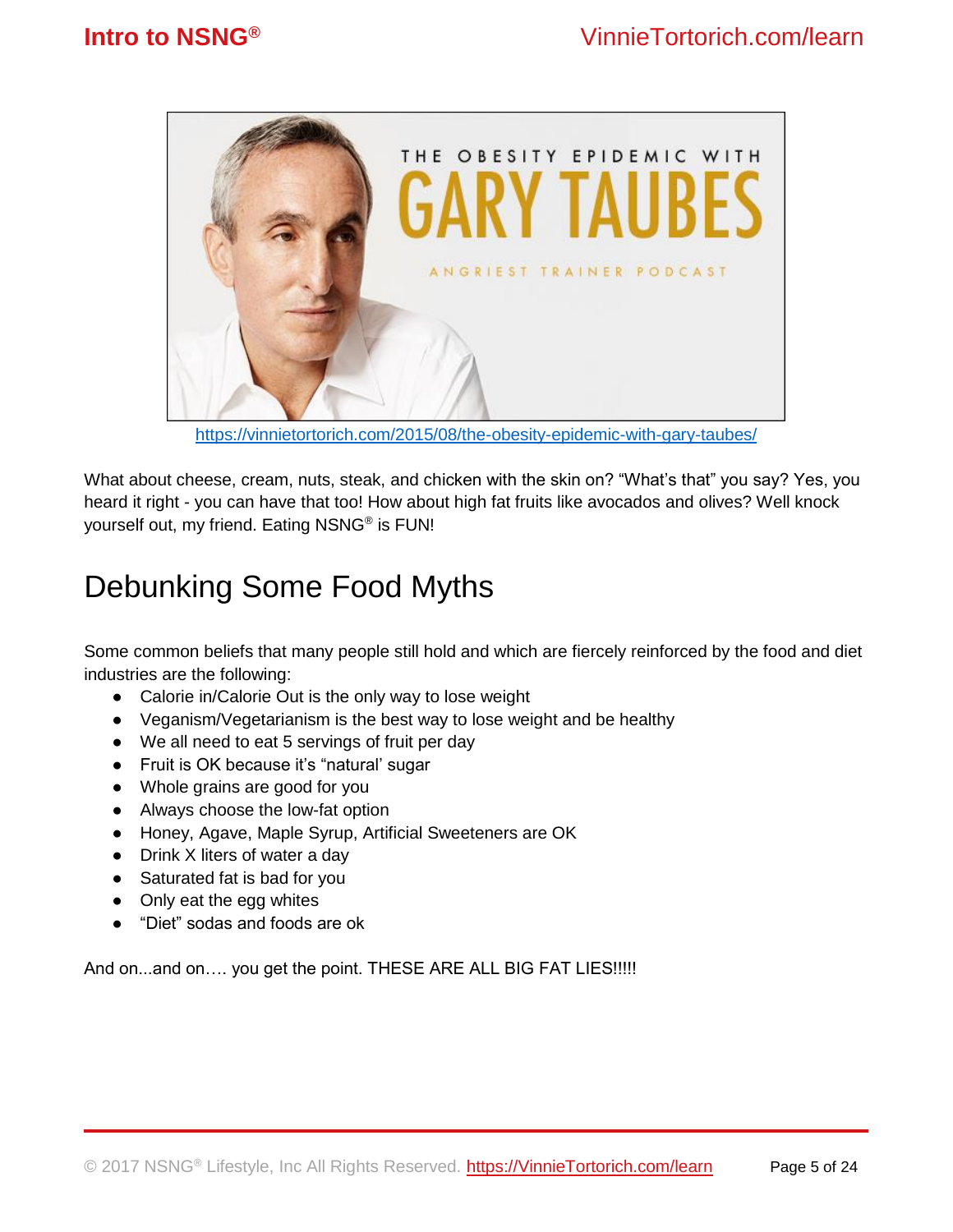https://vinnietortorich.com/2015/08/the-obesity-epidemic-with-gary-taubes/

What about cheese, cream, nuts, steak, and chicken with the skin on? "What's that" you say? Yes, you heard it right - you can have that too! How about high fat fruits like avocados and olives? Well knock yourself out, my friend. Eating NSNG® is FUN!

# Debunking Some Food Myths

Some common beliefs that many people still hold and which are fiercely reinforced by the food and diet industries are the following:

- Calorie in/Calorie Out is the only way to lose weight
- Veganism/Vegetarianism is the best way to lose weight and be healthy
- We all need to eat 5 servings of fruit per day
- Fruit is OK because it's "natural' sugar
- Whole grains are good for you
- Always choose the low-fat option
- Honey, Agave, Maple Syrup, Artificial Sweeteners are OK
- Drink X liters of water a day
- Saturated fat is bad for you
- Only eat the egg whites
- "Diet" sodas and foods are ok

And on...and on…. you get the point. THESE ARE ALL BIG FAT LIES!!!!!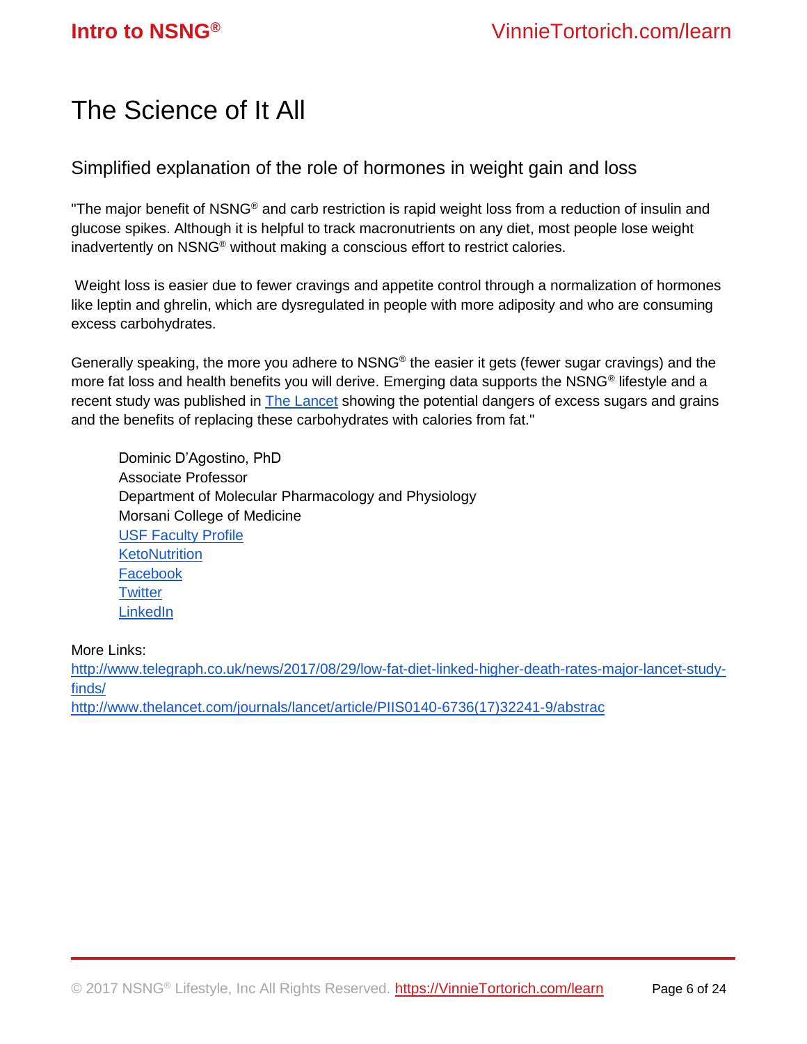# The Science of It All

## Simplified explanation of the role of hormones in weight gain and loss

"The major benefit of NSNG® and carb restriction is rapid weight loss from a reduction of insulin and glucose spikes. Although it is helpful to track macronutrients on any diet, most people lose weight inadvertently on NSNG® without making a conscious effort to restrict calories.

Weight loss is easier due to fewer cravings and appetite control through a normalization of hormones like leptin and ghrelin, which are dysregulated in people with more adiposity and who are consuming excess carbohydrates.

Generally speaking, the more you adhere to NSNG® the easier it gets (fewer sugar cravings) and the more fat loss and health benefits you will derive. Emerging data supports the NSNG® lifestyle and a recent study was published in The Lancet showing the potential dangers of excess sugars and grains and the benefits of replacing these carbohydrates with calories from fat."

> Dominic D'Agostino, PhD
> Associate Professor
> Department of Molecular Pharmacology and Physiology
> Morsani College of Medicine
> USF Faculty Profile
> KetoNutrition
> Facebook
> Twitter
> LinkedIn

More Links:
http://www.telegraph.co.uk/news/2017/08/29/low-fat-diet-linked-higher-death-rates-major-lancet-study-finds/
http://www.thelancet.com/journals/lancet/article/PIIS0140-6736(17)32241-9/abstrac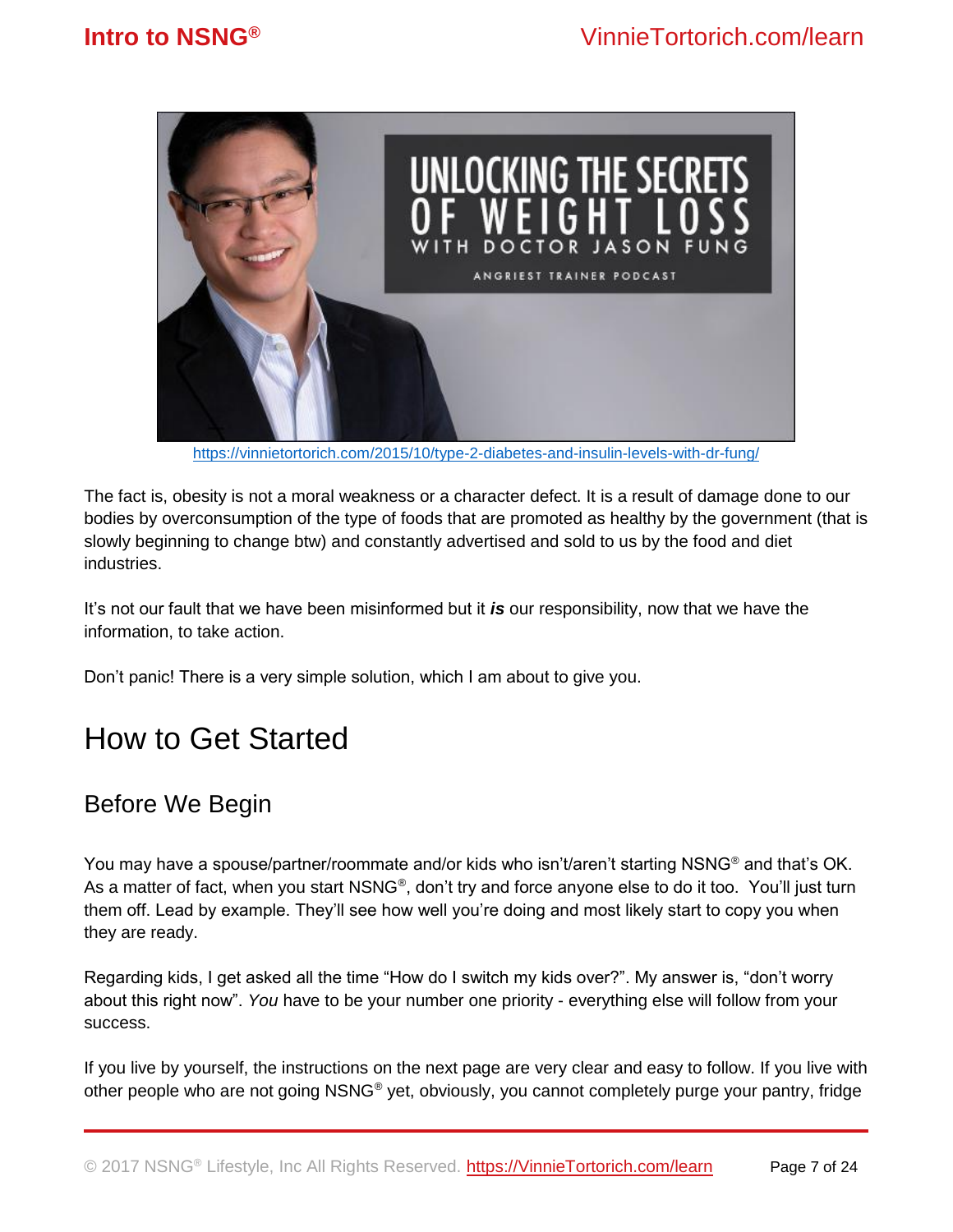https://vinnietortorich.com/2015/10/type-2-diabetes-and-insulin-levels-with-dr-fung/

The fact is, obesity is not a moral weakness or a character defect. It is a result of damage done to our bodies by overconsumption of the type of foods that are promoted as healthy by the government (that is slowly beginning to change btw) and constantly advertised and sold to us by the food and diet industries.

It's not our fault that we have been misinformed but it ***is*** our responsibility, now that we have the information, to take action.

Don't panic! There is a very simple solution, which I am about to give you.

# How to Get Started

## Before We Begin

You may have a spouse/partner/roommate and/or kids who isn't/aren't starting NSNG® and that's OK. As a matter of fact, when you start NSNG®, don't try and force anyone else to do it too. You'll just turn them off. Lead by example. They'll see how well you're doing and most likely start to copy you when they are ready.

Regarding kids, I get asked all the time "How do I switch my kids over?". My answer is, "don't worry about this right now". *You* have to be your number one priority - everything else will follow from your success.

If you live by yourself, the instructions on the next page are very clear and easy to follow. If you live with other people who are not going NSNG® yet, obviously, you cannot completely purge your pantry, fridge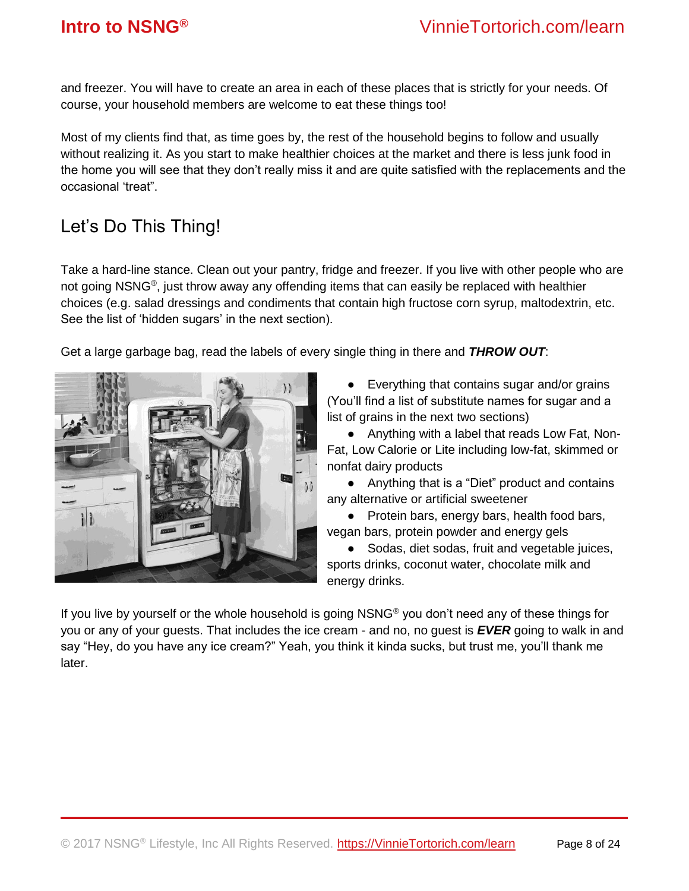and freezer. You will have to create an area in each of these places that is strictly for your needs. Of course, your household members are welcome to eat these things too!

Most of my clients find that, as time goes by, the rest of the household begins to follow and usually without realizing it. As you start to make healthier choices at the market and there is less junk food in the home you will see that they don't really miss it and are quite satisfied with the replacements and the occasional 'treat".

## Let's Do This Thing!

Take a hard-line stance. Clean out your pantry, fridge and freezer. If you live with other people who are not going NSNG®, just throw away any offending items that can easily be replaced with healthier choices (e.g. salad dressings and condiments that contain high fructose corn syrup, maltodextrin, etc. See the list of 'hidden sugars' in the next section).

Get a large garbage bag, read the labels of every single thing in there and ***THROW OUT***:

- Everything that contains sugar and/or grains (You'll find a list of substitute names for sugar and a list of grains in the next two sections)
- Anything with a label that reads Low Fat, Non-Fat, Low Calorie or Lite including low-fat, skimmed or nonfat dairy products
- Anything that is a "Diet" product and contains any alternative or artificial sweetener
- Protein bars, energy bars, health food bars, vegan bars, protein powder and energy gels
- Sodas, diet sodas, fruit and vegetable juices, sports drinks, coconut water, chocolate milk and energy drinks.

If you live by yourself or the whole household is going NSNG® you don't need any of these things for you or any of your guests. That includes the ice cream - and no, no guest is ***EVER*** going to walk in and say "Hey, do you have any ice cream?" Yeah, you think it kinda sucks, but trust me, you'll thank me later.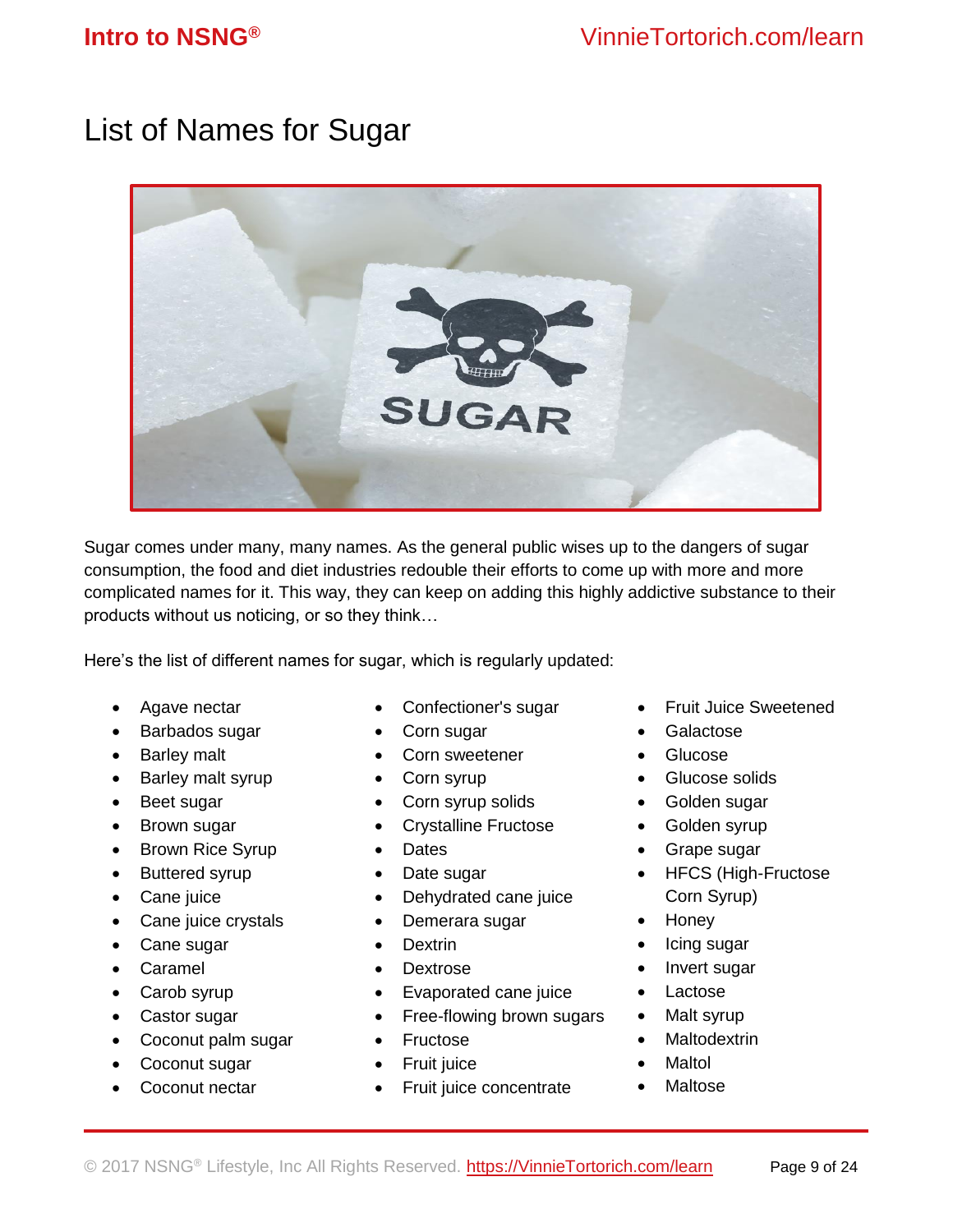# List of Names for Sugar

Sugar comes under many, many names. As the general public wises up to the dangers of sugar consumption, the food and diet industries redouble their efforts to come up with more and more complicated names for it. This way, they can keep on adding this highly addictive substance to their products without us noticing, or so they think…

Here's the list of different names for sugar, which is regularly updated:

- Agave nectar
- Barbados sugar
- Barley malt
- Barley malt syrup
- Beet sugar
- Brown sugar
- Brown Rice Syrup
- Buttered syrup
- Cane juice
- Cane juice crystals
- Cane sugar
- Caramel
- Carob syrup
- Castor sugar
- Coconut palm sugar
- Coconut sugar
- Coconut nectar
- Confectioner's sugar
- Corn sugar
- Corn sweetener
- Corn syrup
- Corn syrup solids
- Crystalline Fructose
- Dates
- Date sugar
- Dehydrated cane juice
- Demerara sugar
- Dextrin
- Dextrose
- Evaporated cane juice
- Free-flowing brown sugars
- Fructose
- Fruit juice
- Fruit juice concentrate
- Fruit Juice Sweetened
- Galactose
- Glucose
- Glucose solids
- Golden sugar
- Golden syrup
- Grape sugar
- HFCS (High-Fructose Corn Syrup)
- Honey
- Icing sugar
- Invert sugar
- Lactose
- Malt syrup
- Maltodextrin
- Maltol
- Maltose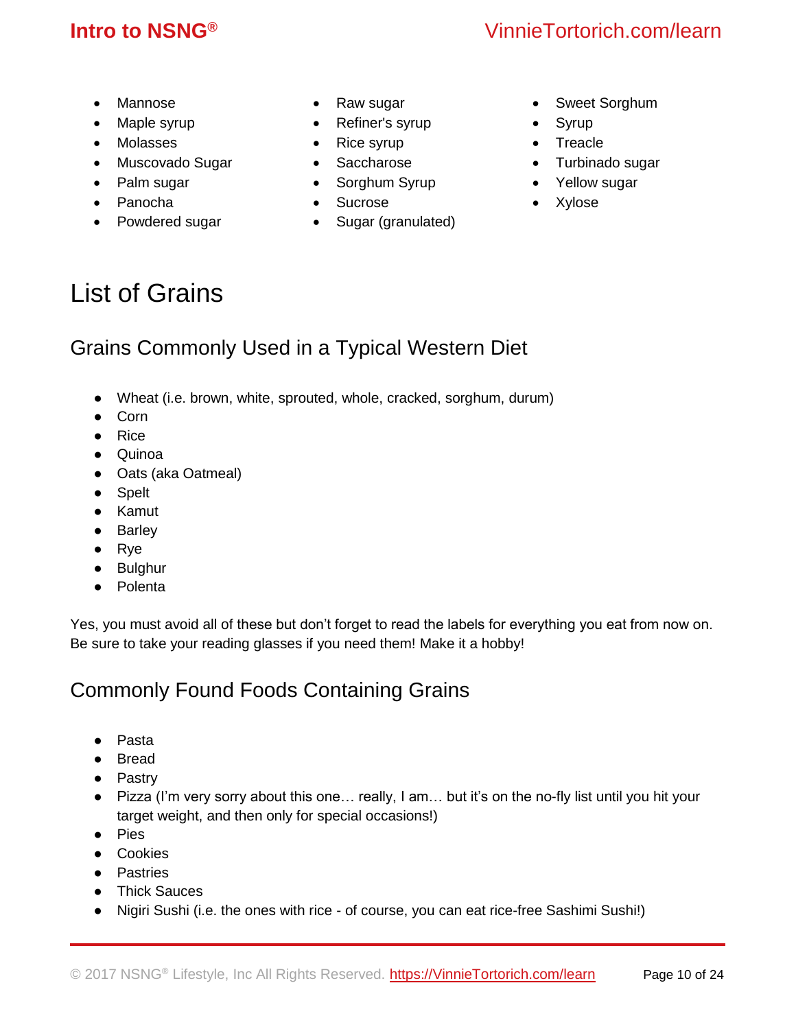- Mannose
- Maple syrup
- Molasses
- Muscovado Sugar
- Palm sugar
- Panocha
- Powdered sugar
- Raw sugar
- Refiner's syrup
- Rice syrup
- Saccharose
- Sorghum Syrup
- Sucrose
- Sugar (granulated)
- Sweet Sorghum
- Syrup
- Treacle
- Turbinado sugar
- Yellow sugar
- Xylose

# List of Grains

## Grains Commonly Used in a Typical Western Diet

- Wheat (i.e. brown, white, sprouted, whole, cracked, sorghum, durum)
- Corn
- Rice
- Quinoa
- Oats (aka Oatmeal)
- Spelt
- Kamut
- Barley
- Rye
- Bulghur
- Polenta

Yes, you must avoid all of these but don't forget to read the labels for everything you eat from now on. Be sure to take your reading glasses if you need them! Make it a hobby!

## Commonly Found Foods Containing Grains

- Pasta
- Bread
- Pastry
- Pizza (I'm very sorry about this one… really, I am… but it's on the no-fly list until you hit your target weight, and then only for special occasions!)
- Pies
- Cookies
- Pastries
- Thick Sauces
- Nigiri Sushi (i.e. the ones with rice - of course, you can eat rice-free Sashimi Sushi!)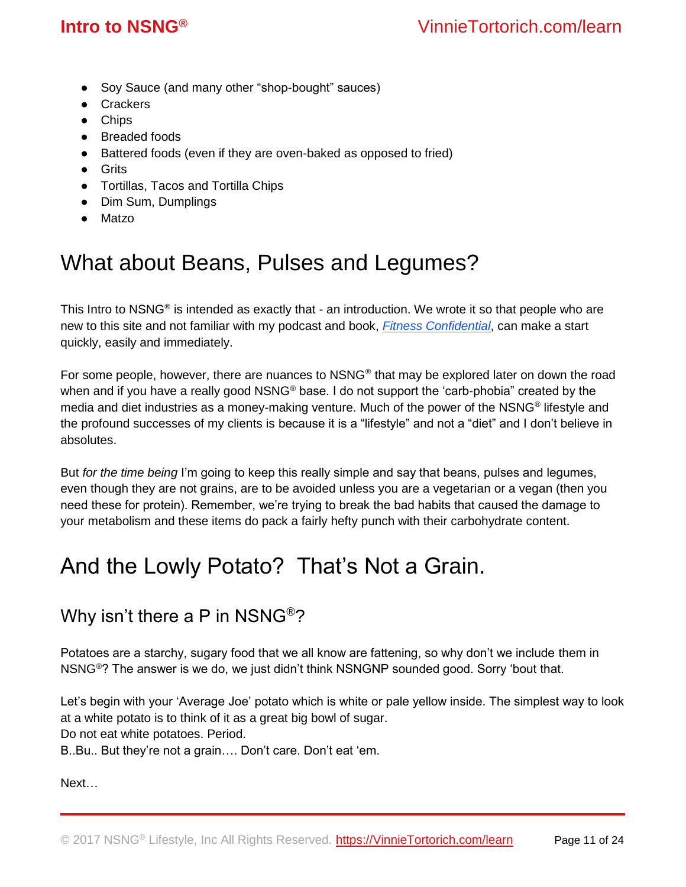- Soy Sauce (and many other "shop-bought" sauces)
- Crackers
- Chips
- Breaded foods
- Battered foods (even if they are oven-baked as opposed to fried)
- Grits
- Tortillas, Tacos and Tortilla Chips
- Dim Sum, Dumplings
- Matzo

# What about Beans, Pulses and Legumes?

This Intro to NSNG® is intended as exactly that - an introduction. We wrote it so that people who are new to this site and not familiar with my podcast and book, *Fitness Confidential*, can make a start quickly, easily and immediately.

For some people, however, there are nuances to NSNG® that may be explored later on down the road when and if you have a really good NSNG® base. I do not support the 'carb-phobia" created by the media and diet industries as a money-making venture. Much of the power of the NSNG® lifestyle and the profound successes of my clients is because it is a "lifestyle" and not a "diet" and I don't believe in absolutes.

But *for the time being* I'm going to keep this really simple and say that beans, pulses and legumes, even though they are not grains, are to be avoided unless you are a vegetarian or a vegan (then you need these for protein). Remember, we're trying to break the bad habits that caused the damage to your metabolism and these items do pack a fairly hefty punch with their carbohydrate content.

# And the Lowly Potato? That's Not a Grain.

## Why isn't there a P in NSNG®?

Potatoes are a starchy, sugary food that we all know are fattening, so why don't we include them in NSNG®? The answer is we do, we just didn't think NSNGNP sounded good. Sorry 'bout that.

Let's begin with your 'Average Joe' potato which is white or pale yellow inside. The simplest way to look at a white potato is to think of it as a great big bowl of sugar.
Do not eat white potatoes. Period.
B..Bu.. But they're not a grain…. Don't care. Don't eat 'em.

Next…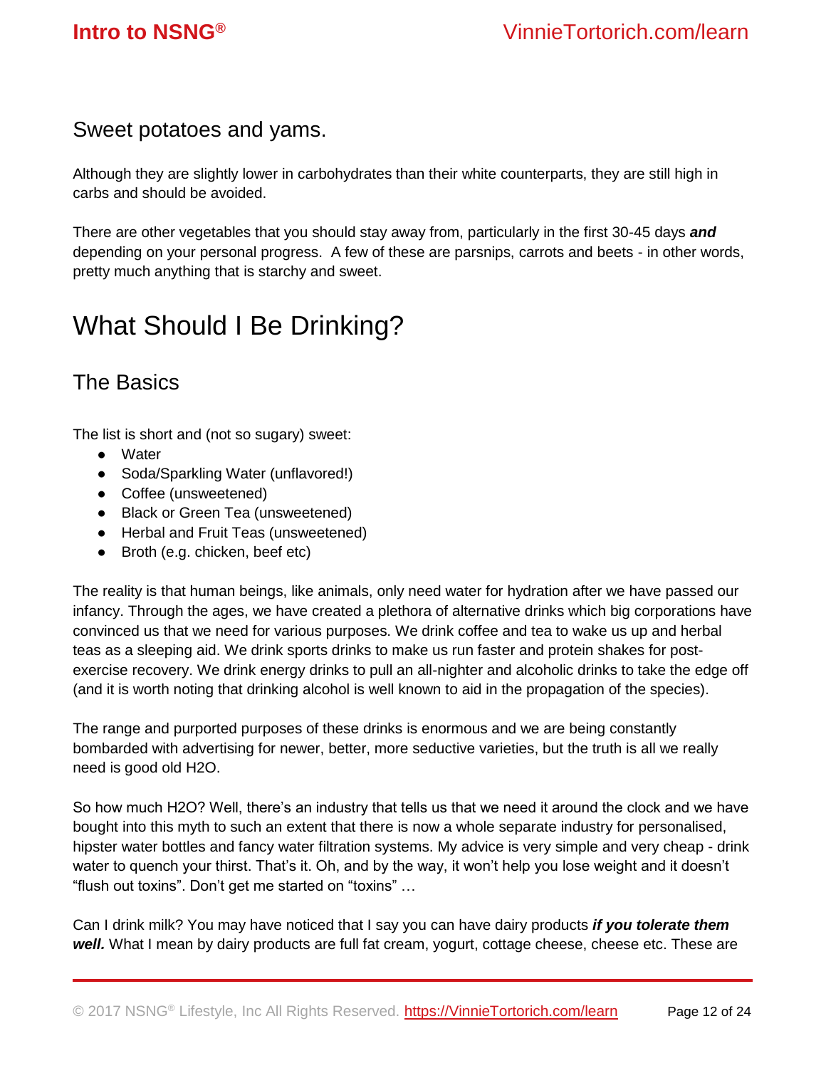### Sweet potatoes and yams.

Although they are slightly lower in carbohydrates than their white counterparts, they are still high in carbs and should be avoided.

There are other vegetables that you should stay away from, particularly in the first 30-45 days ***and*** depending on your personal progress. A few of these are parsnips, carrots and beets - in other words, pretty much anything that is starchy and sweet.

# What Should I Be Drinking?

## The Basics

The list is short and (not so sugary) sweet:

- Water
- Soda/Sparkling Water (unflavored!)
- Coffee (unsweetened)
- Black or Green Tea (unsweetened)
- Herbal and Fruit Teas (unsweetened)
- Broth (e.g. chicken, beef etc)

The reality is that human beings, like animals, only need water for hydration after we have passed our infancy. Through the ages, we have created a plethora of alternative drinks which big corporations have convinced us that we need for various purposes. We drink coffee and tea to wake us up and herbal teas as a sleeping aid. We drink sports drinks to make us run faster and protein shakes for post-exercise recovery. We drink energy drinks to pull an all-nighter and alcoholic drinks to take the edge off (and it is worth noting that drinking alcohol is well known to aid in the propagation of the species).

The range and purported purposes of these drinks is enormous and we are being constantly bombarded with advertising for newer, better, more seductive varieties, but the truth is all we really need is good old H2O.

So how much H2O? Well, there's an industry that tells us that we need it around the clock and we have bought into this myth to such an extent that there is now a whole separate industry for personalised, hipster water bottles and fancy water filtration systems. My advice is very simple and very cheap - drink water to quench your thirst. That's it. Oh, and by the way, it won't help you lose weight and it doesn't "flush out toxins". Don't get me started on "toxins" …

Can I drink milk? You may have noticed that I say you can have dairy products ***if you tolerate them well.*** What I mean by dairy products are full fat cream, yogurt, cottage cheese, cheese etc. These are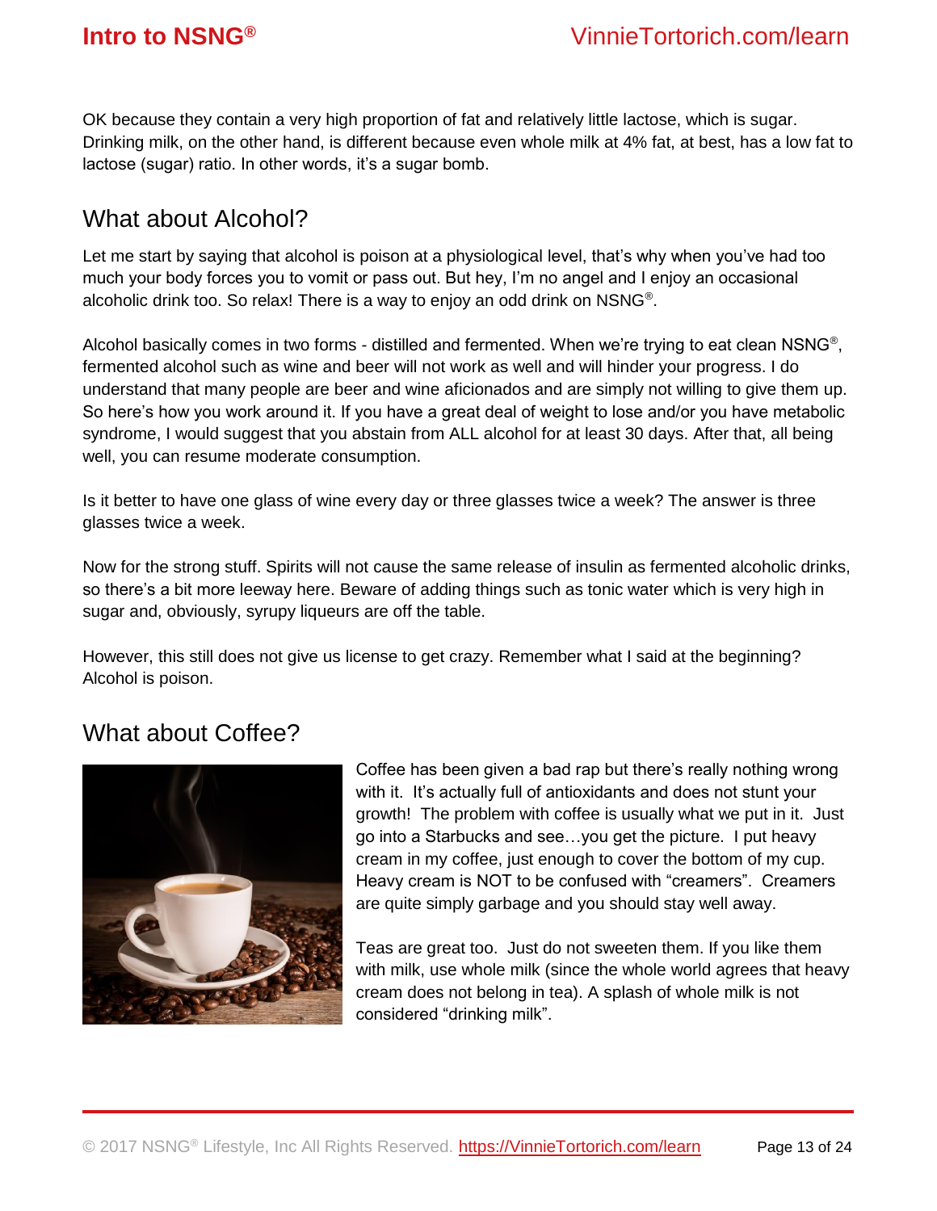OK because they contain a very high proportion of fat and relatively little lactose, which is sugar. Drinking milk, on the other hand, is different because even whole milk at 4% fat, at best, has a low fat to lactose (sugar) ratio. In other words, it's a sugar bomb.

## What about Alcohol?

Let me start by saying that alcohol is poison at a physiological level, that's why when you've had too much your body forces you to vomit or pass out. But hey, I'm no angel and I enjoy an occasional alcoholic drink too. So relax! There is a way to enjoy an odd drink on NSNG®.

Alcohol basically comes in two forms - distilled and fermented. When we're trying to eat clean NSNG®, fermented alcohol such as wine and beer will not work as well and will hinder your progress. I do understand that many people are beer and wine aficionados and are simply not willing to give them up. So here's how you work around it. If you have a great deal of weight to lose and/or you have metabolic syndrome, I would suggest that you abstain from ALL alcohol for at least 30 days. After that, all being well, you can resume moderate consumption.

Is it better to have one glass of wine every day or three glasses twice a week? The answer is three glasses twice a week.

Now for the strong stuff. Spirits will not cause the same release of insulin as fermented alcoholic drinks, so there's a bit more leeway here. Beware of adding things such as tonic water which is very high in sugar and, obviously, syrupy liqueurs are off the table.

However, this still does not give us license to get crazy. Remember what I said at the beginning? Alcohol is poison.

## What about Coffee?

Coffee has been given a bad rap but there's really nothing wrong with it. It's actually full of antioxidants and does not stunt your growth! The problem with coffee is usually what we put in it. Just go into a Starbucks and see…you get the picture. I put heavy cream in my coffee, just enough to cover the bottom of my cup. Heavy cream is NOT to be confused with "creamers". Creamers are quite simply garbage and you should stay well away.

Teas are great too. Just do not sweeten them. If you like them with milk, use whole milk (since the whole world agrees that heavy cream does not belong in tea). A splash of whole milk is not considered "drinking milk".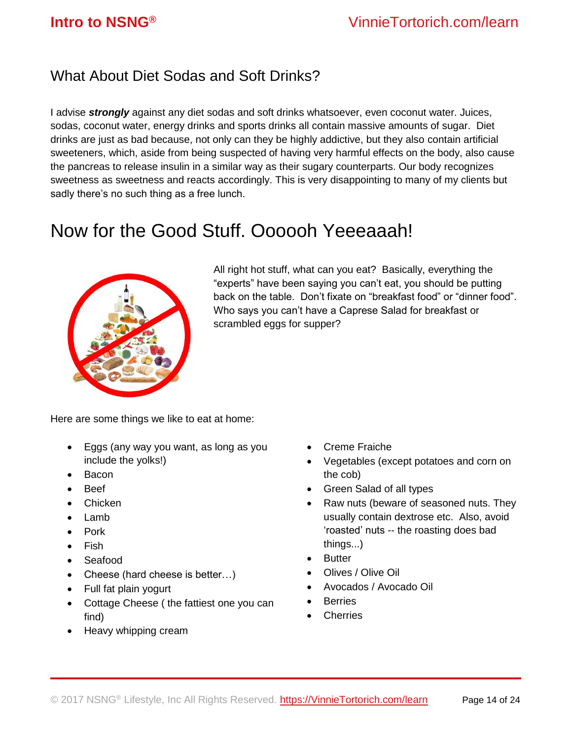## What About Diet Sodas and Soft Drinks?

I advise ***strongly*** against any diet sodas and soft drinks whatsoever, even coconut water. Juices, sodas, coconut water, energy drinks and sports drinks all contain massive amounts of sugar. Diet drinks are just as bad because, not only can they be highly addictive, but they also contain artificial sweeteners, which, aside from being suspected of having very harmful effects on the body, also cause the pancreas to release insulin in a similar way as their sugary counterparts. Our body recognizes sweetness as sweetness and reacts accordingly. This is very disappointing to many of my clients but sadly there's no such thing as a free lunch.

# Now for the Good Stuff. Oooooh Yeeeaaah!

All right hot stuff, what can you eat? Basically, everything the "experts" have been saying you can't eat, you should be putting back on the table. Don't fixate on "breakfast food" or "dinner food". Who says you can't have a Caprese Salad for breakfast or scrambled eggs for supper?

Here are some things we like to eat at home:

- Eggs (any way you want, as long as you include the yolks!)
- Bacon
- Beef
- Chicken
- Lamb
- Pork
- Fish
- Seafood
- Cheese (hard cheese is better…)
- Full fat plain yogurt
- Cottage Cheese ( the fattiest one you can find)
- Heavy whipping cream
- Creme Fraiche
- Vegetables (except potatoes and corn on the cob)
- Green Salad of all types
- Raw nuts (beware of seasoned nuts. They usually contain dextrose etc. Also, avoid 'roasted' nuts -- the roasting does bad things...)
- Butter
- Olives / Olive Oil
- Avocados / Avocado Oil
- Berries
- Cherries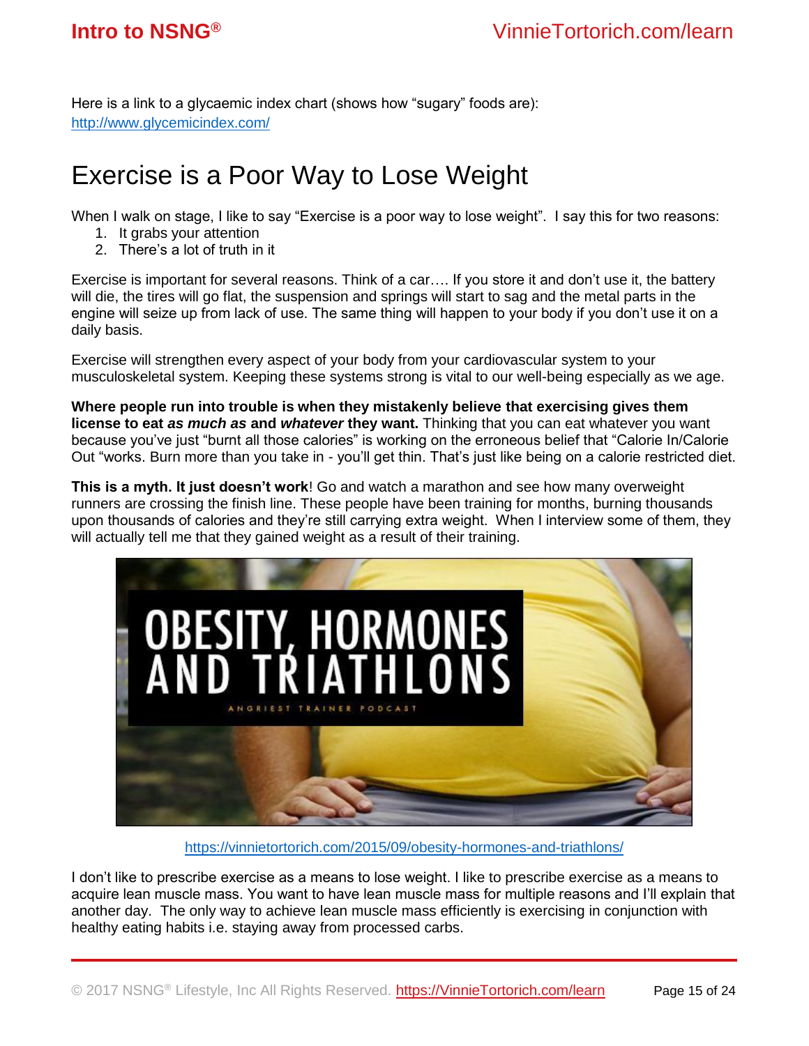Here is a link to a glycaemic index chart (shows how "sugary" foods are): http://www.glycemicindex.com/

# Exercise is a Poor Way to Lose Weight

When I walk on stage, I like to say "Exercise is a poor way to lose weight". I say this for two reasons:

1. It grabs your attention
2. There's a lot of truth in it

Exercise is important for several reasons. Think of a car…. If you store it and don't use it, the battery will die, the tires will go flat, the suspension and springs will start to sag and the metal parts in the engine will seize up from lack of use. The same thing will happen to your body if you don't use it on a daily basis.

Exercise will strengthen every aspect of your body from your cardiovascular system to your musculoskeletal system. Keeping these systems strong is vital to our well-being especially as we age.

**Where people run into trouble is when they mistakenly believe that exercising gives them license to eat *as much as* and *whatever* they want.** Thinking that you can eat whatever you want because you've just "burnt all those calories" is working on the erroneous belief that "Calorie In/Calorie Out "works. Burn more than you take in - you'll get thin. That's just like being on a calorie restricted diet.

**This is a myth. It just doesn't work**! Go and watch a marathon and see how many overweight runners are crossing the finish line. These people have been training for months, burning thousands upon thousands of calories and they're still carrying extra weight. When I interview some of them, they will actually tell me that they gained weight as a result of their training.

https://vinnietortorich.com/2015/09/obesity-hormones-and-triathlons/

I don't like to prescribe exercise as a means to lose weight. I like to prescribe exercise as a means to acquire lean muscle mass. You want to have lean muscle mass for multiple reasons and I'll explain that another day. The only way to achieve lean muscle mass efficiently is exercising in conjunction with healthy eating habits i.e. staying away from processed carbs.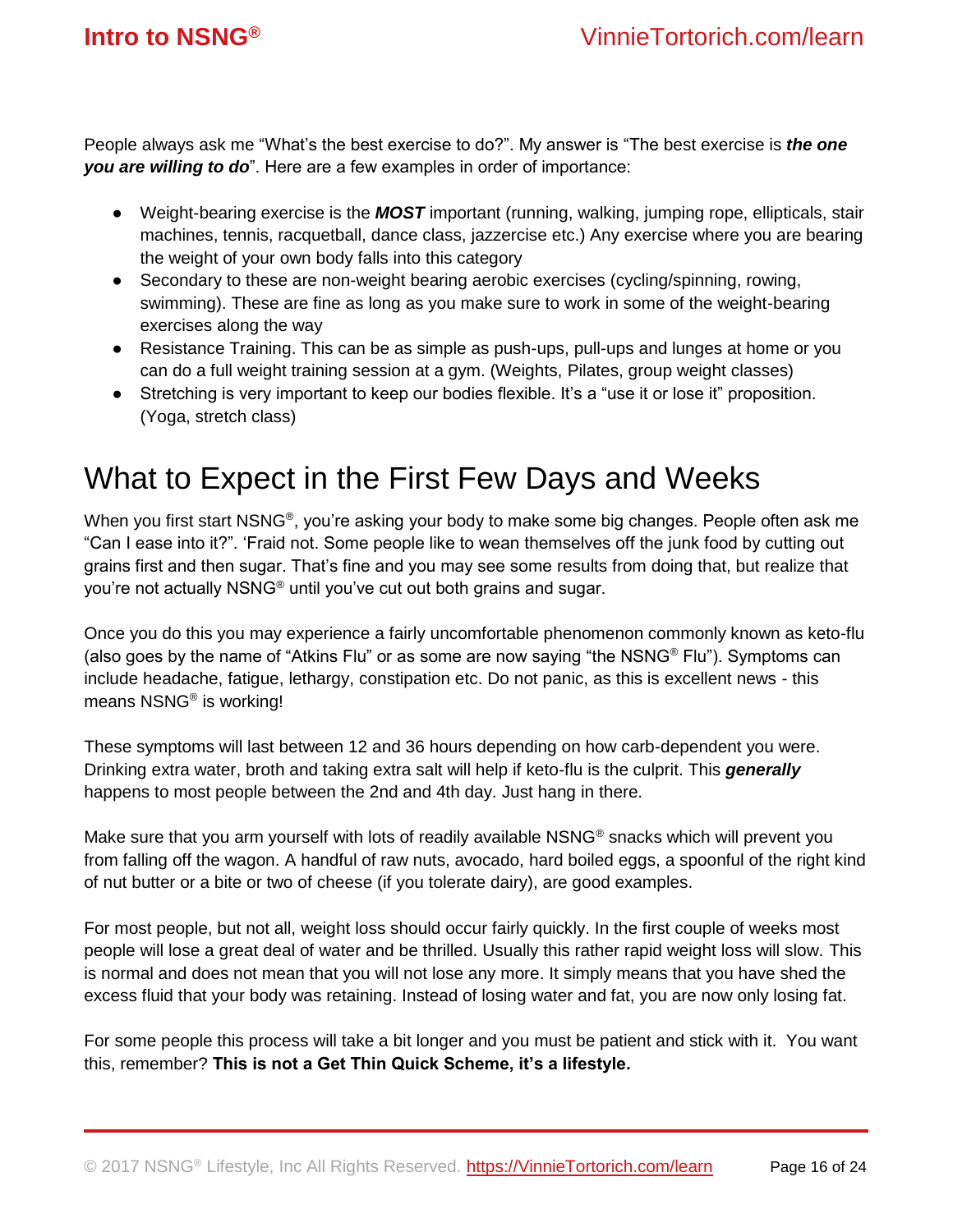People always ask me “What’s the best exercise to do?”. My answer is “The best exercise is ***the one you are willing to do***”. Here are a few examples in order of importance:

- Weight-bearing exercise is the ***MOST*** important (running, walking, jumping rope, ellipticals, stair machines, tennis, racquetball, dance class, jazzercise etc.) Any exercise where you are bearing the weight of your own body falls into this category
- Secondary to these are non-weight bearing aerobic exercises (cycling/spinning, rowing, swimming). These are fine as long as you make sure to work in some of the weight-bearing exercises along the way
- Resistance Training. This can be as simple as push-ups, pull-ups and lunges at home or you can do a full weight training session at a gym. (Weights, Pilates, group weight classes)
- Stretching is very important to keep our bodies flexible. It’s a “use it or lose it” proposition. (Yoga, stretch class)

# What to Expect in the First Few Days and Weeks

When you first start NSNG®, you’re asking your body to make some big changes. People often ask me “Can I ease into it?”. ‘Fraid not. Some people like to wean themselves off the junk food by cutting out grains first and then sugar. That’s fine and you may see some results from doing that, but realize that you’re not actually NSNG® until you’ve cut out both grains and sugar.

Once you do this you may experience a fairly uncomfortable phenomenon commonly known as keto-flu (also goes by the name of “Atkins Flu” or as some are now saying “the NSNG® Flu”). Symptoms can include headache, fatigue, lethargy, constipation etc. Do not panic, as this is excellent news - this means NSNG® is working!

These symptoms will last between 12 and 36 hours depending on how carb-dependent you were. Drinking extra water, broth and taking extra salt will help if keto-flu is the culprit. This ***generally*** happens to most people between the 2nd and 4th day. Just hang in there.

Make sure that you arm yourself with lots of readily available NSNG® snacks which will prevent you from falling off the wagon. A handful of raw nuts, avocado, hard boiled eggs, a spoonful of the right kind of nut butter or a bite or two of cheese (if you tolerate dairy), are good examples.

For most people, but not all, weight loss should occur fairly quickly. In the first couple of weeks most people will lose a great deal of water and be thrilled. Usually this rather rapid weight loss will slow. This is normal and does not mean that you will not lose any more. It simply means that you have shed the excess fluid that your body was retaining. Instead of losing water and fat, you are now only losing fat.

For some people this process will take a bit longer and you must be patient and stick with it. You want this, remember? **This is not a Get Thin Quick Scheme, it’s a lifestyle.**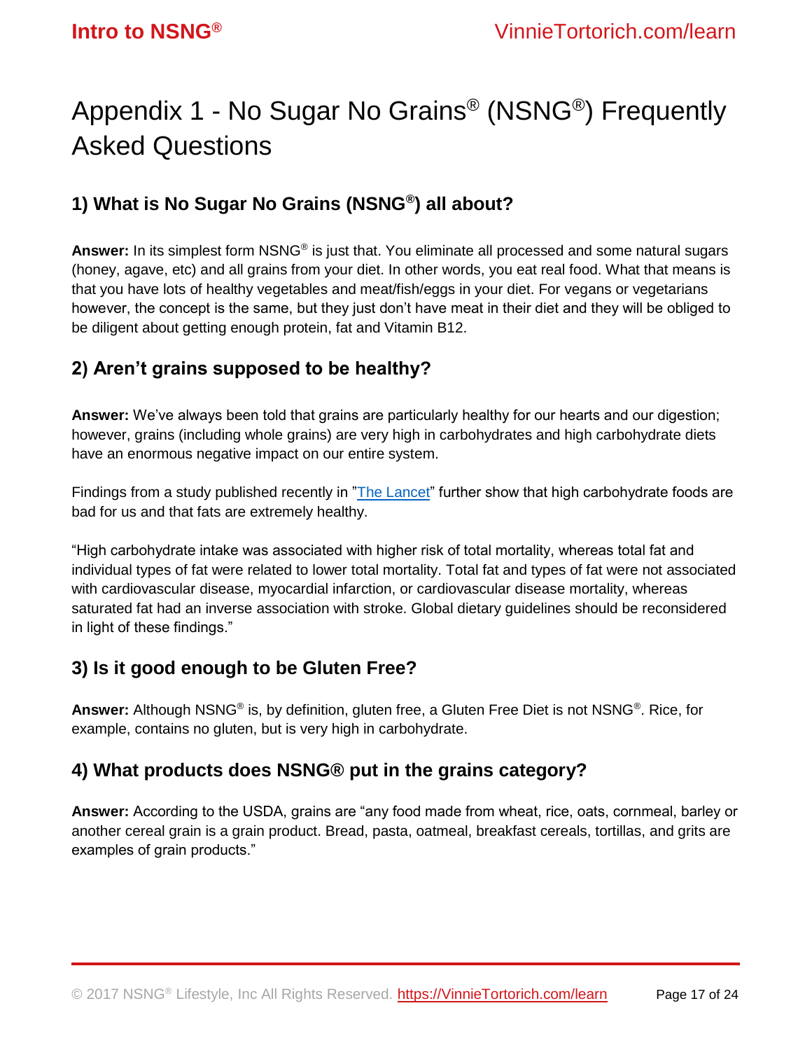# Appendix 1 - No Sugar No Grains® (NSNG®) Frequently Asked Questions

## 1) What is No Sugar No Grains (NSNG®) all about?

**Answer:** In its simplest form NSNG® is just that. You eliminate all processed and some natural sugars (honey, agave, etc) and all grains from your diet. In other words, you eat real food. What that means is that you have lots of healthy vegetables and meat/fish/eggs in your diet. For vegans or vegetarians however, the concept is the same, but they just don't have meat in their diet and they will be obliged to be diligent about getting enough protein, fat and Vitamin B12.

## 2) Aren't grains supposed to be healthy?

**Answer:** We've always been told that grains are particularly healthy for our hearts and our digestion; however, grains (including whole grains) are very high in carbohydrates and high carbohydrate diets have an enormous negative impact on our entire system.

Findings from a study published recently in "The Lancet" further show that high carbohydrate foods are bad for us and that fats are extremely healthy.

"High carbohydrate intake was associated with higher risk of total mortality, whereas total fat and individual types of fat were related to lower total mortality. Total fat and types of fat were not associated with cardiovascular disease, myocardial infarction, or cardiovascular disease mortality, whereas saturated fat had an inverse association with stroke. Global dietary guidelines should be reconsidered in light of these findings."

## 3) Is it good enough to be Gluten Free?

**Answer:** Although NSNG® is, by definition, gluten free, a Gluten Free Diet is not NSNG®. Rice, for example, contains no gluten, but is very high in carbohydrate.

## 4) What products does NSNG® put in the grains category?

**Answer:** According to the USDA, grains are "any food made from wheat, rice, oats, cornmeal, barley or another cereal grain is a grain product. Bread, pasta, oatmeal, breakfast cereals, tortillas, and grits are examples of grain products."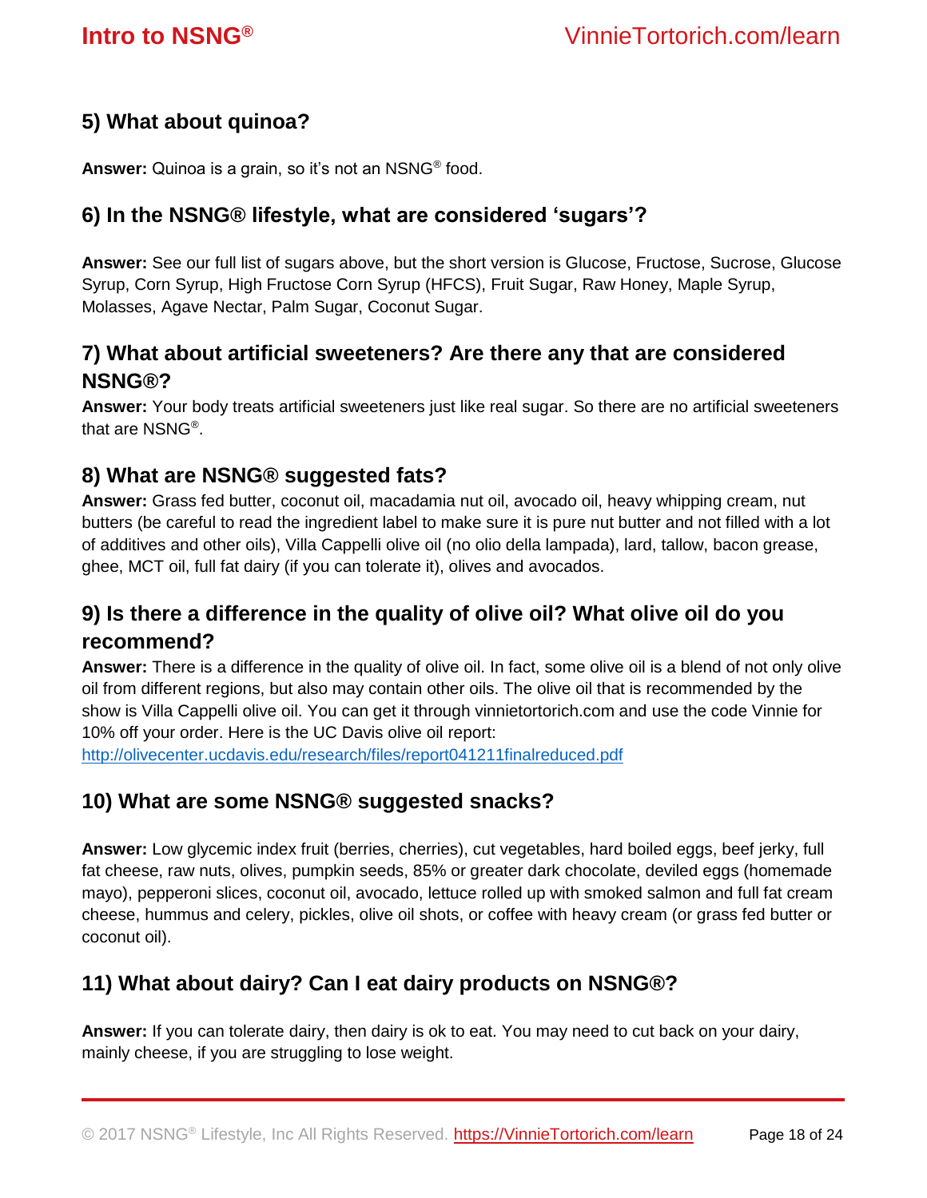## 5) What about quinoa?

**Answer:** Quinoa is a grain, so it's not an NSNG® food.

## 6) In the NSNG® lifestyle, what are considered 'sugars'?

**Answer:** See our full list of sugars above, but the short version is Glucose, Fructose, Sucrose, Glucose Syrup, Corn Syrup, High Fructose Corn Syrup (HFCS), Fruit Sugar, Raw Honey, Maple Syrup, Molasses, Agave Nectar, Palm Sugar, Coconut Sugar.

## 7) What about artificial sweeteners? Are there any that are considered NSNG®?

**Answer:** Your body treats artificial sweeteners just like real sugar. So there are no artificial sweeteners that are NSNG®.

## 8) What are NSNG® suggested fats?

**Answer:** Grass fed butter, coconut oil, macadamia nut oil, avocado oil, heavy whipping cream, nut butters (be careful to read the ingredient label to make sure it is pure nut butter and not filled with a lot of additives and other oils), Villa Cappelli olive oil (no olio della lampada), lard, tallow, bacon grease, ghee, MCT oil, full fat dairy (if you can tolerate it), olives and avocados.

## 9) Is there a difference in the quality of olive oil? What olive oil do you recommend?

**Answer:** There is a difference in the quality of olive oil. In fact, some olive oil is a blend of not only olive oil from different regions, but also may contain other oils. The olive oil that is recommended by the show is Villa Cappelli olive oil. You can get it through vinnietortorich.com and use the code Vinnie for 10% off your order. Here is the UC Davis olive oil report: http://olivecenter.ucdavis.edu/research/files/report041211finalreduced.pdf

## 10) What are some NSNG® suggested snacks?

**Answer:** Low glycemic index fruit (berries, cherries), cut vegetables, hard boiled eggs, beef jerky, full fat cheese, raw nuts, olives, pumpkin seeds, 85% or greater dark chocolate, deviled eggs (homemade mayo), pepperoni slices, coconut oil, avocado, lettuce rolled up with smoked salmon and full fat cream cheese, hummus and celery, pickles, olive oil shots, or coffee with heavy cream (or grass fed butter or coconut oil).

## 11) What about dairy? Can I eat dairy products on NSNG®?

**Answer:** If you can tolerate dairy, then dairy is ok to eat. You may need to cut back on your dairy, mainly cheese, if you are struggling to lose weight.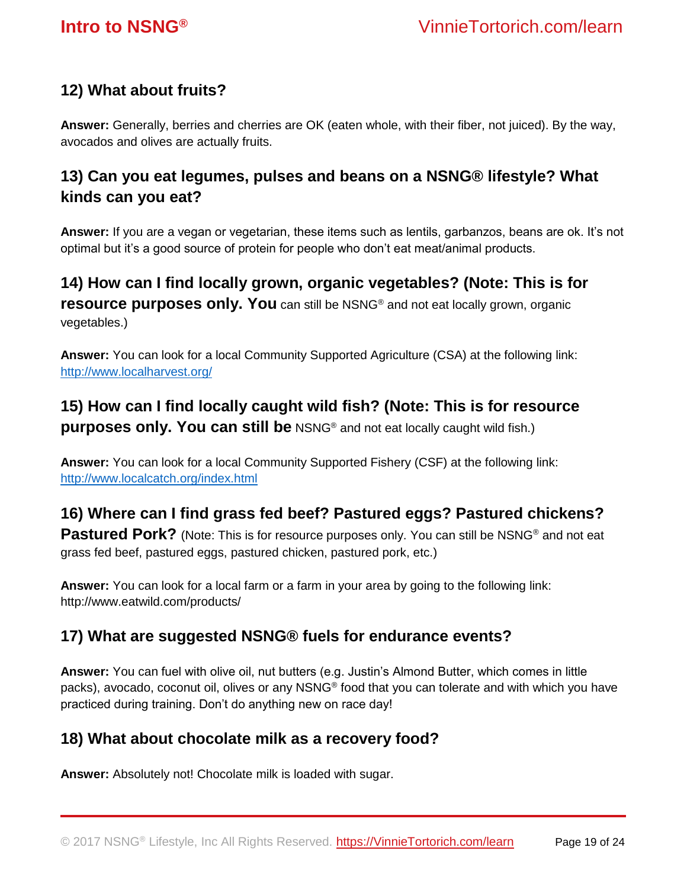### 12) What about fruits?

**Answer:** Generally, berries and cherries are OK (eaten whole, with their fiber, not juiced). By the way, avocados and olives are actually fruits.

### 13) Can you eat legumes, pulses and beans on a NSNG® lifestyle? What kinds can you eat?

**Answer:** If you are a vegan or vegetarian, these items such as lentils, garbanzos, beans are ok. It's not optimal but it's a good source of protein for people who don't eat meat/animal products.

### 14) How can I find locally grown, organic vegetables? (Note: This is for resource purposes only. You can still be NSNG® and not eat locally grown, organic vegetables.)

**Answer:** You can look for a local Community Supported Agriculture (CSA) at the following link: [http://www.localharvest.org/](http://www.localharvest.org/)

### 15) How can I find locally caught wild fish? (Note: This is for resource purposes only. You can still be NSNG® and not eat locally caught wild fish.)

**Answer:** You can look for a local Community Supported Fishery (CSF) at the following link: [http://www.localcatch.org/index.html](http://www.localcatch.org/index.html)

### 16) Where can I find grass fed beef? Pastured eggs? Pastured chickens? Pastured Pork? (Note: This is for resource purposes only. You can still be NSNG® and not eat grass fed beef, pastured eggs, pastured chicken, pastured pork, etc.)

**Answer:** You can look for a local farm or a farm in your area by going to the following link: http://www.eatwild.com/products/

### 17) What are suggested NSNG® fuels for endurance events?

**Answer:** You can fuel with olive oil, nut butters (e.g. Justin's Almond Butter, which comes in little packs), avocado, coconut oil, olives or any NSNG® food that you can tolerate and with which you have practiced during training. Don't do anything new on race day!

### 18) What about chocolate milk as a recovery food?

**Answer:** Absolutely not! Chocolate milk is loaded with sugar.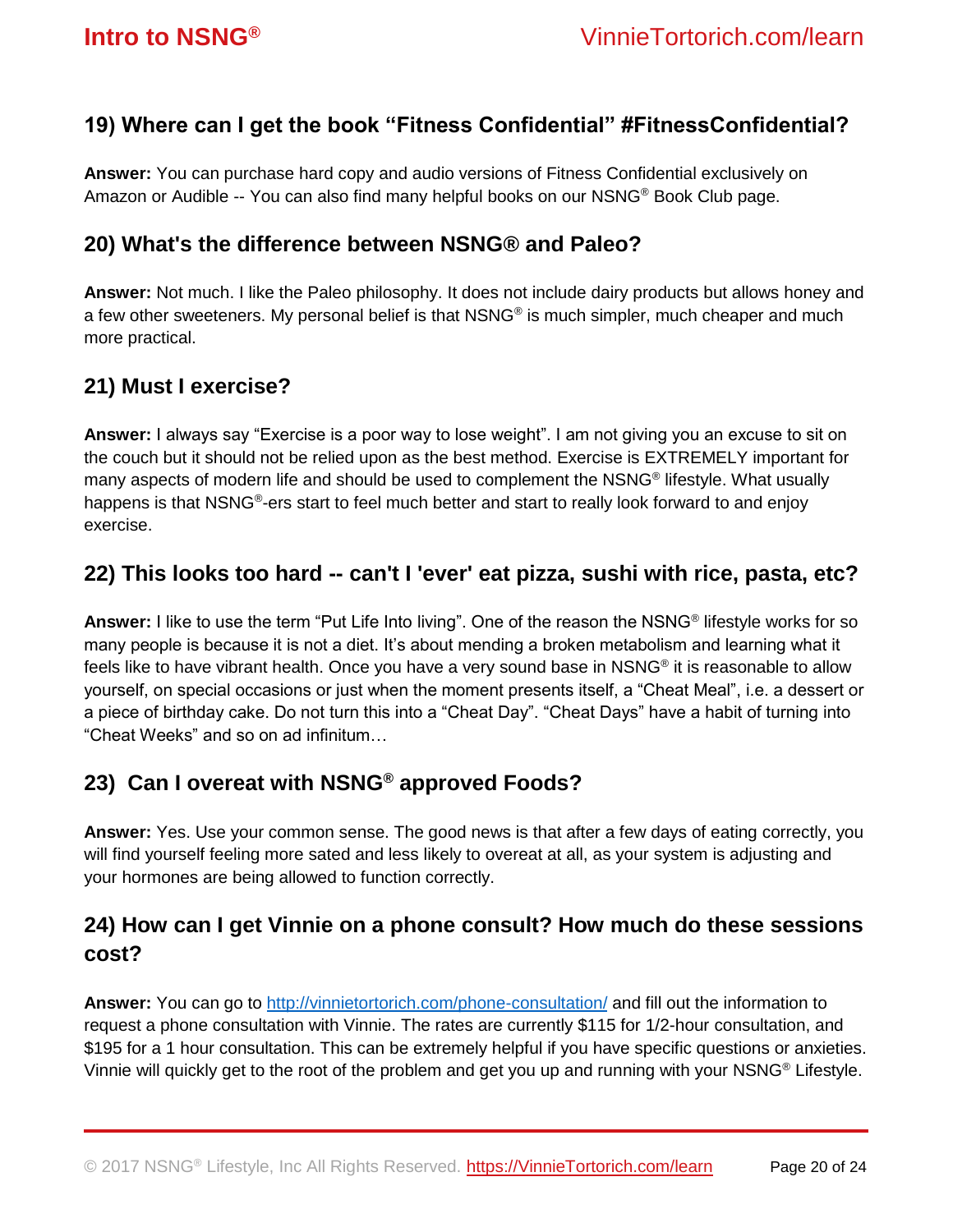## 19) Where can I get the book "Fitness Confidential" #FitnessConfidential?

**Answer:** You can purchase hard copy and audio versions of Fitness Confidential exclusively on Amazon or Audible -- You can also find many helpful books on our NSNG® Book Club page.

## 20) What's the difference between NSNG® and Paleo?

**Answer:** Not much. I like the Paleo philosophy. It does not include dairy products but allows honey and a few other sweeteners. My personal belief is that NSNG® is much simpler, much cheaper and much more practical.

## 21) Must I exercise?

**Answer:** I always say "Exercise is a poor way to lose weight". I am not giving you an excuse to sit on the couch but it should not be relied upon as the best method. Exercise is EXTREMELY important for many aspects of modern life and should be used to complement the NSNG® lifestyle. What usually happens is that NSNG®-ers start to feel much better and start to really look forward to and enjoy exercise.

## 22) This looks too hard -- can't I 'ever' eat pizza, sushi with rice, pasta, etc?

**Answer:** I like to use the term "Put Life Into living". One of the reason the NSNG® lifestyle works for so many people is because it is not a diet. It's about mending a broken metabolism and learning what it feels like to have vibrant health. Once you have a very sound base in NSNG® it is reasonable to allow yourself, on special occasions or just when the moment presents itself, a "Cheat Meal", i.e. a dessert or a piece of birthday cake. Do not turn this into a "Cheat Day". "Cheat Days" have a habit of turning into "Cheat Weeks" and so on ad infinitum…

## 23) Can I overeat with NSNG® approved Foods?

**Answer:** Yes. Use your common sense. The good news is that after a few days of eating correctly, you will find yourself feeling more sated and less likely to overeat at all, as your system is adjusting and your hormones are being allowed to function correctly.

## 24) How can I get Vinnie on a phone consult? How much do these sessions cost?

**Answer:** You can go to http://vinnietortorich.com/phone-consultation/ and fill out the information to request a phone consultation with Vinnie. The rates are currently $115 for 1/2-hour consultation, and $195 for a 1 hour consultation. This can be extremely helpful if you have specific questions or anxieties. Vinnie will quickly get to the root of the problem and get you up and running with your NSNG® Lifestyle.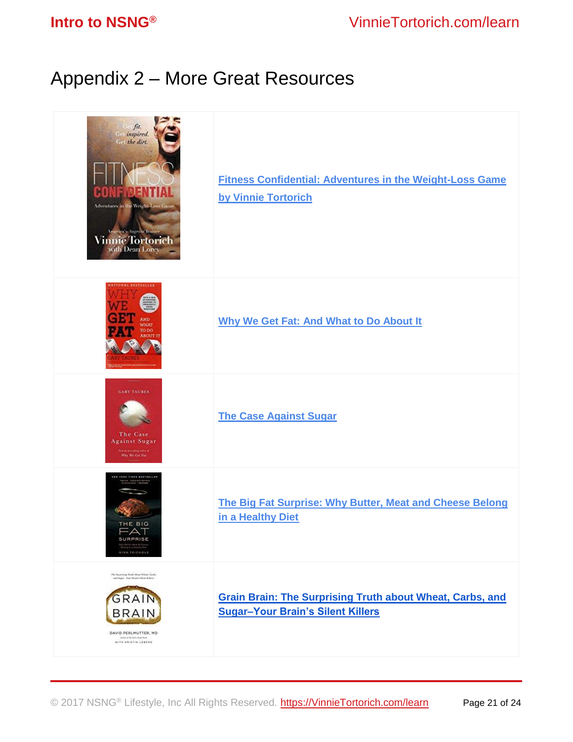# Appendix 2 – More Great Resources

| | |
|---|---|
| | Fitness Confidential: Adventures in the Weight-Loss Game by Vinnie Tortorich |
| | Why We Get Fat: And What to Do About It |
| | The Case Against Sugar |
| | The Big Fat Surprise: Why Butter, Meat and Cheese Belong in a Healthy Diet |
| | Grain Brain: The Surprising Truth about Wheat, Carbs, and Sugar–Your Brain's Silent Killers |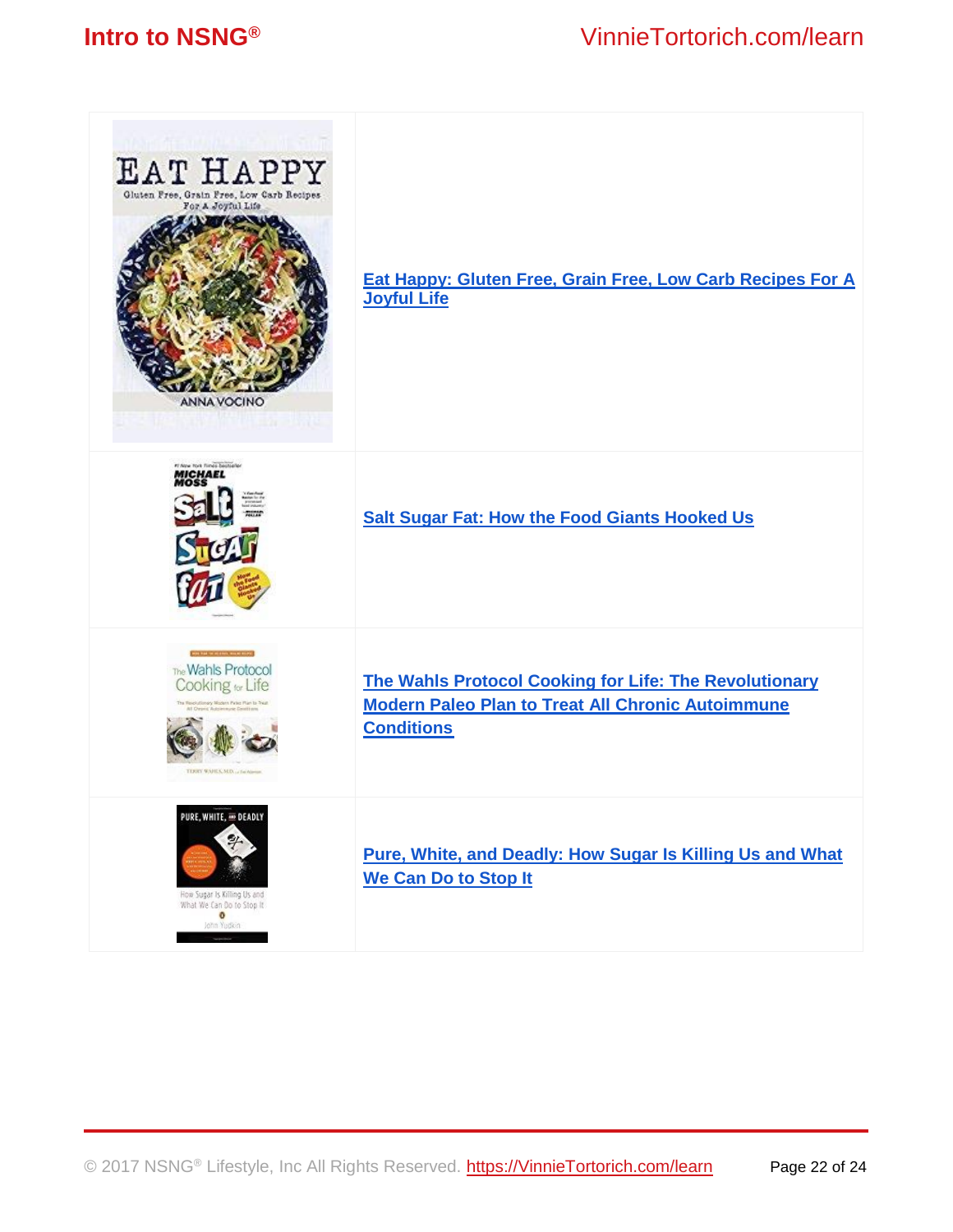| | |
|---|---|
| | [Eat Happy: Gluten Free, Grain Free, Low Carb Recipes For A Joyful Life]() |
| | [Salt Sugar Fat: How the Food Giants Hooked Us]() |
| | [The Wahls Protocol Cooking for Life: The Revolutionary Modern Paleo Plan to Treat All Chronic Autoimmune Conditions]() |
| | [Pure, White, and Deadly: How Sugar Is Killing Us and What We Can Do to Stop It]() |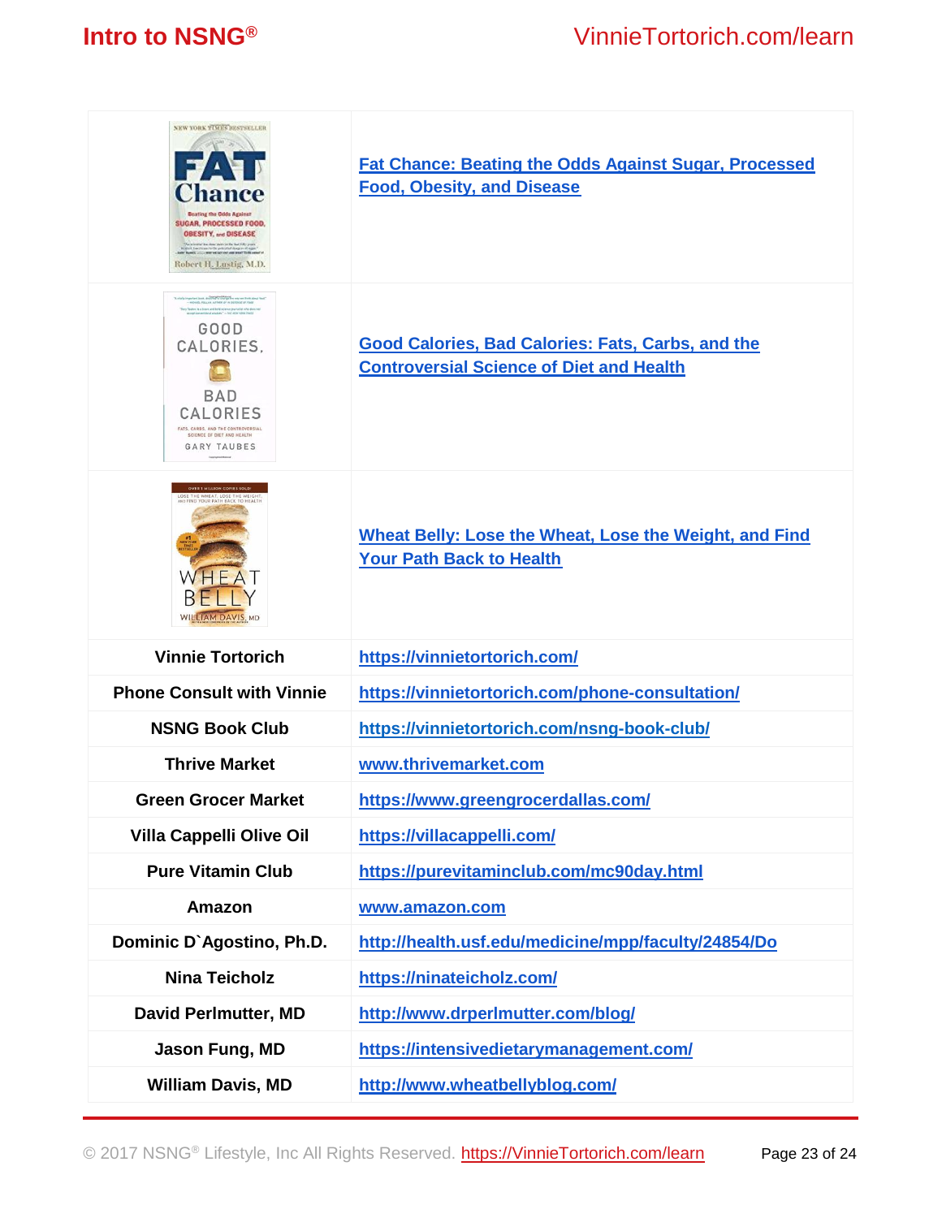| | |
|---|---|
| | Fat Chance: Beating the Odds Against Sugar, Processed Food, Obesity, and Disease |
| | Good Calories, Bad Calories: Fats, Carbs, and the Controversial Science of Diet and Health |
| | Wheat Belly: Lose the Wheat, Lose the Weight, and Find Your Path Back to Health |
| **Vinnie Tortorich** | https://vinnietortorich.com/ |
| **Phone Consult with Vinnie** | https://vinnietortorich.com/phone-consultation/ |
| **NSNG Book Club** | https://vinnietortorich.com/nsng-book-club/ |
| **Thrive Market** | www.thrivemarket.com |
| **Green Grocer Market** | https://www.greengrocerdallas.com/ |
| **Villa Cappelli Olive Oil** | https://villacappelli.com/ |
| **Pure Vitamin Club** | https://purevitaminclub.com/mc90day.html |
| **Amazon** | www.amazon.com |
| **Dominic D`Agostino, Ph.D.** | http://health.usf.edu/medicine/mpp/faculty/24854/Do |
| **Nina Teicholz** | https://ninateicholz.com/ |
| **David Perlmutter, MD** | http://www.drperlmutter.com/blog/ |
| **Jason Fung, MD** | https://intensivedietarymanagement.com/ |
| **William Davis, MD** | http://www.wheatbellyblog.com/ |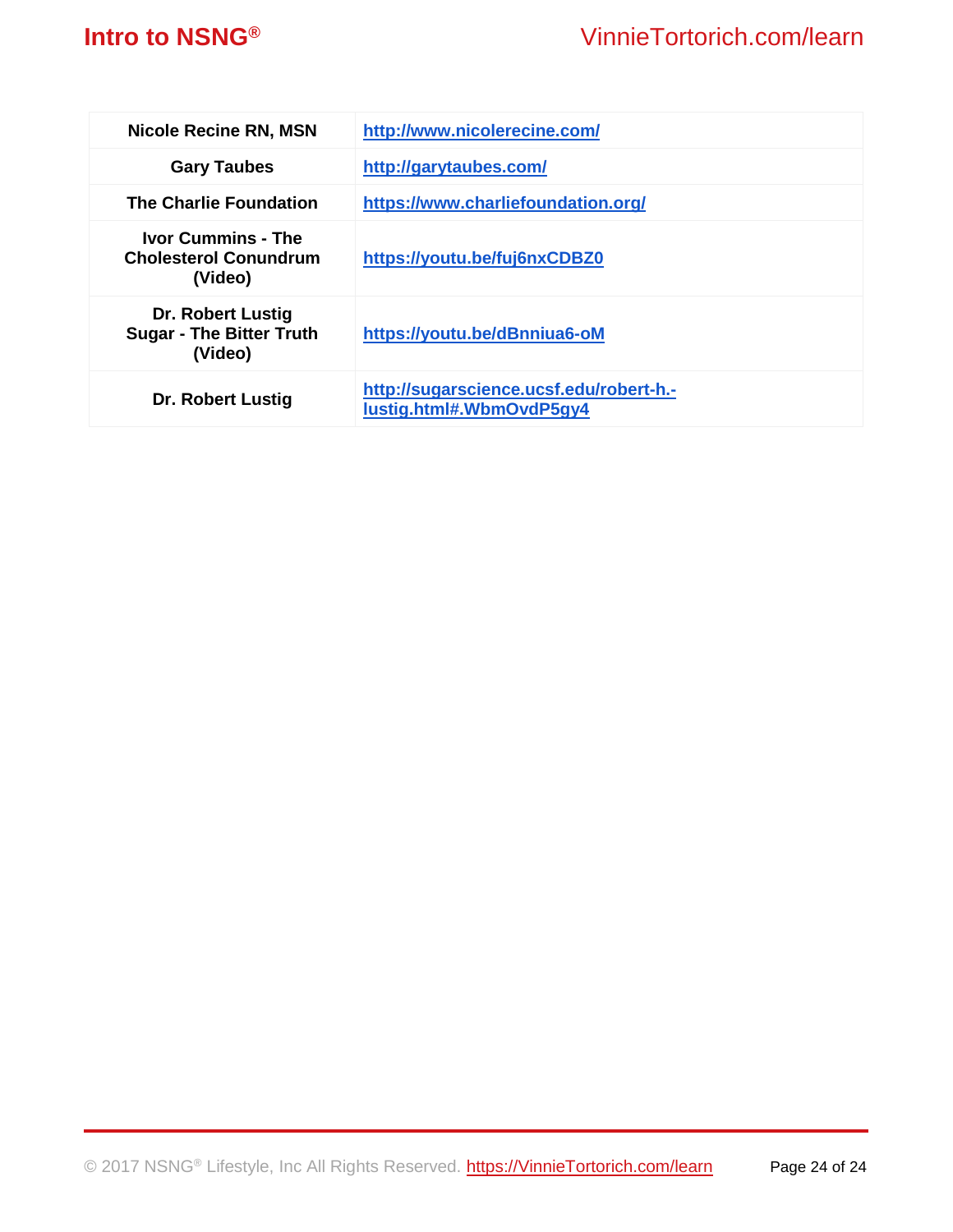| | |
|---|---|
| **Nicole Recine RN, MSN** | http://www.nicolerecine.com/ |
| **Gary Taubes** | http://garytaubes.com/ |
| **The Charlie Foundation** | https://www.charliefoundation.org/ |
| **Ivor Cummins - The Cholesterol Conundrum (Video)** | https://youtu.be/fuj6nxCDBZ0 |
| **Dr. Robert Lustig Sugar - The Bitter Truth (Video)** | https://youtu.be/dBnniua6-oM |
| **Dr. Robert Lustig** | http://sugarscience.ucsf.edu/robert-h.-lustig.html#.WbmOvdP5gy4 |